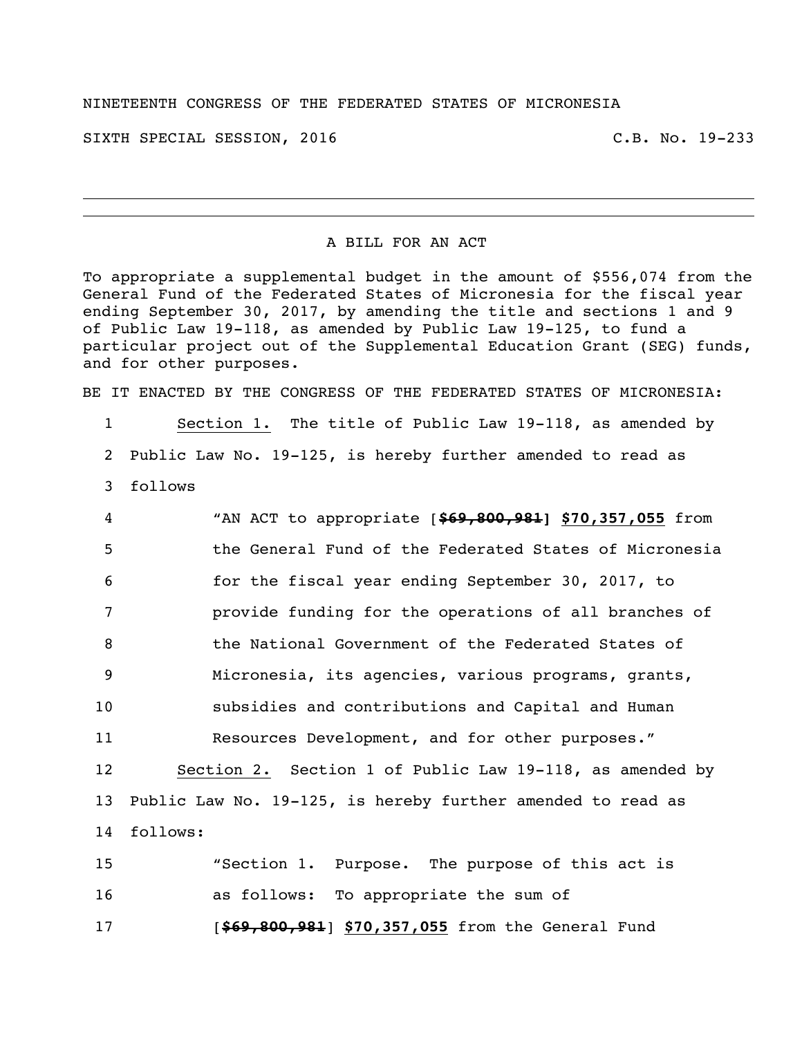NINETEENTH CONGRESS OF THE FEDERATED STATES OF MICRONESIA

SIXTH SPECIAL SESSION, 2016 C.B. No. 19-233

---

A BILL FOR AN ACT

To appropriate a supplemental budget in the amount of $556,074 from the General Fund of the Federated States of Micronesia for the fiscal year ending September 30, 2017, by amending the title and sections 1 and 9 of Public Law 19-118, as amended by Public Law 19-125, to fund a particular project out of the Supplemental Education Grant (SEG) funds, and for other purposes.

BE IT ENACTED BY THE CONGRESS OF THE FEDERATED STATES OF MICRONESIA:

1 Section 1. The title of Public Law 19-118, as amended by
2 Public Law No. 19-125, is hereby further amended to read as
3 follows

4 "AN ACT to appropriate [~~**$69,800,981**~~**]** **<u>$70,357,055</u>** from
5 the General Fund of the Federated States of Micronesia
6 for the fiscal year ending September 30, 2017, to
7 provide funding for the operations of all branches of
8 the National Government of the Federated States of
9 Micronesia, its agencies, various programs, grants,
10 subsidies and contributions and Capital and Human
11 Resources Development, and for other purposes."

12 Section 2. Section 1 of Public Law 19-118, as amended by
13 Public Law No. 19-125, is hereby further amended to read as
14 follows:

15 "Section 1. Purpose. The purpose of this act is
16 as follows: To appropriate the sum of
17 [~~**$69,800,981**~~] **<u>$70,357,055</u>** from the General Fund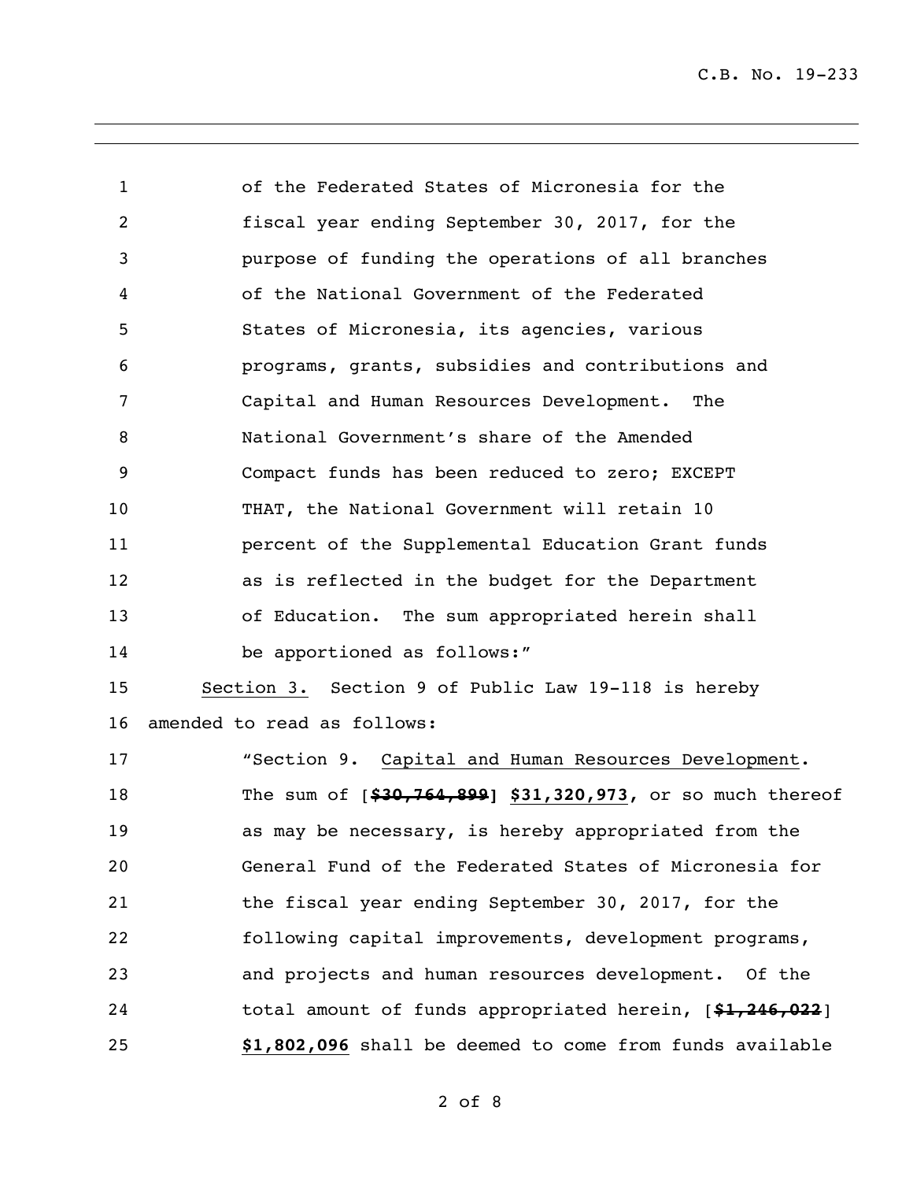1 of the Federated States of Micronesia for the
2 fiscal year ending September 30, 2017, for the
3 purpose of funding the operations of all branches
4 of the National Government of the Federated
5 States of Micronesia, its agencies, various
6 programs, grants, subsidies and contributions and
7 Capital and Human Resources Development. The
8 National Government's share of the Amended
9 Compact funds has been reduced to zero; EXCEPT
10 THAT, the National Government will retain 10
11 percent of the Supplemental Education Grant funds
12 as is reflected in the budget for the Department
13 of Education. The sum appropriated herein shall
14 be apportioned as follows:"

15 <u>Section 3.</u> Section 9 of Public Law 19-118 is hereby
16 amended to read as follows:

17 "Section 9. <u>Capital and Human Resources Development</u>.
18 The sum of [~~**$30,764,899**~~] <u>**$31,320,973**</u>, or so much thereof
19 as may be necessary, is hereby appropriated from the
20 General Fund of the Federated States of Micronesia for
21 the fiscal year ending September 30, 2017, for the
22 following capital improvements, development programs,
23 and projects and human resources development. Of the
24 total amount of funds appropriated herein, [~~**$1,246,022**~~]
25 <u>**$1,802,096**</u> shall be deemed to come from funds available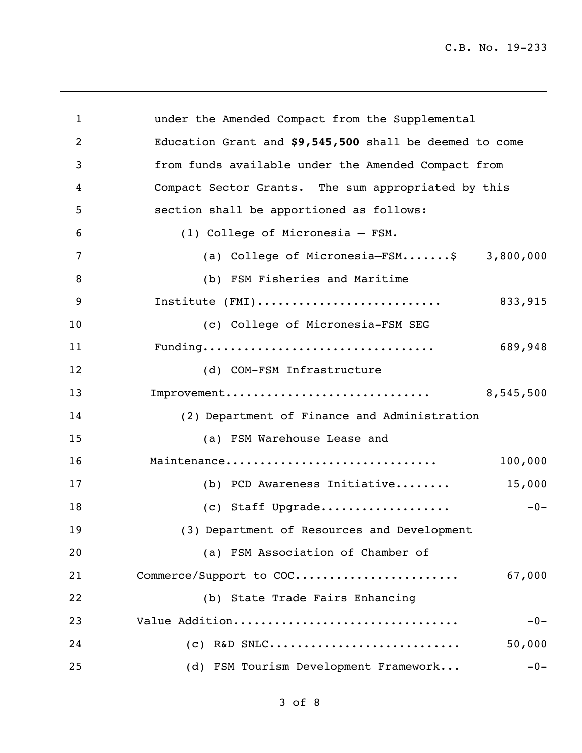under the Amended Compact from the Supplemental Education Grant and **$9,545,500** shall be deemed to come from funds available under the Amended Compact from Compact Sector Grants. The sum appropriated by this section shall be apportioned as follows:

(1) College of Micronesia – FSM.

| Item | Amount |
|---|---|
| (a) College of Micronesia–FSM.......$ | 3,800,000 |
| (b) FSM Fisheries and Maritime Institute (FMI).......................... | 833,915 |
| (c) College of Micronesia-FSM SEG Funding................................. | 689,948 |
| (d) COM-FSM Infrastructure Improvement.............................. | 8,545,500 |

(2) Department of Finance and Administration

| Item | Amount |
|---|---|
| (a) FSM Warehouse Lease and Maintenance.............................. | 100,000 |
| (b) PCD Awareness Initiative........ | 15,000 |
| (c) Staff Upgrade.................. | -0- |

(3) Department of Resources and Development

| Item | Amount |
|---|---|
| (a) FSM Association of Chamber of Commerce/Support to COC....................... | 67,000 |
| (b) State Trade Fairs Enhancing Value Addition................................ | -0- |
| (c) R&D SNLC........................... | 50,000 |
| (d) FSM Tourism Development Framework... | -0- |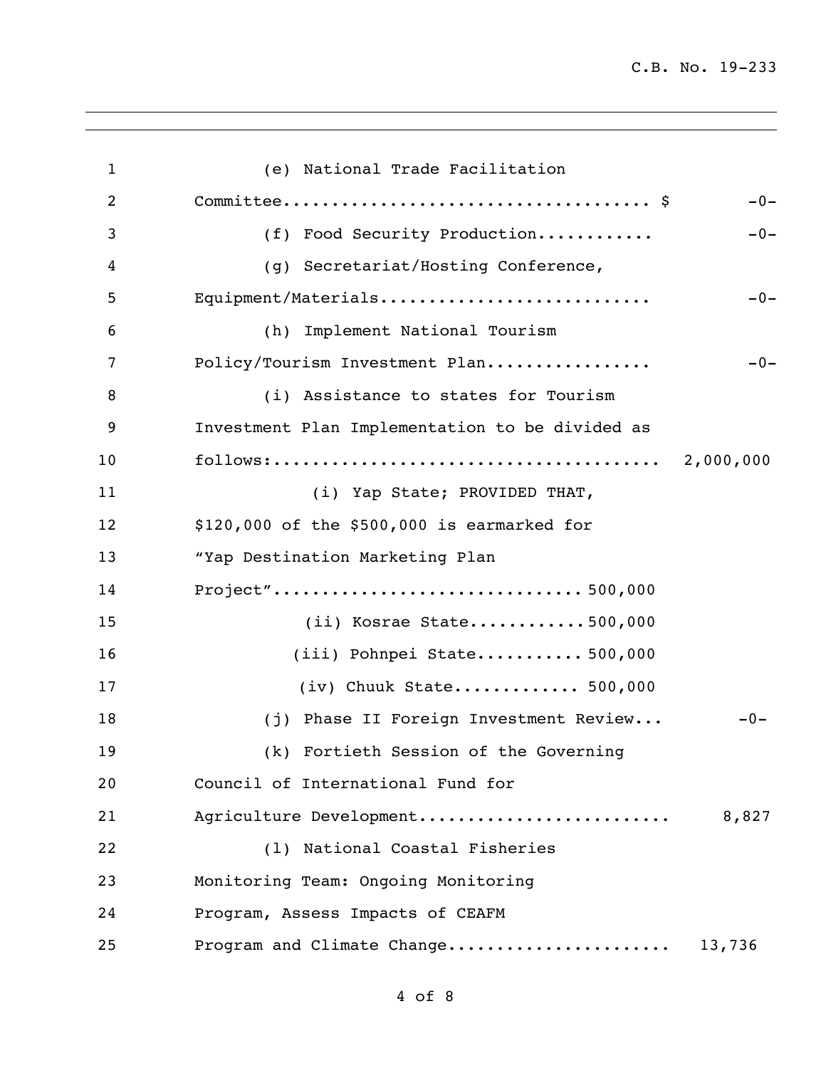(e) National Trade Facilitation Committee...................................... $ -0-

(f) Food Security Production............ -0-

(g) Secretariat/Hosting Conference, Equipment/Materials............................ -0-

(h) Implement National Tourism Policy/Tourism Investment Plan................. -0-

(i) Assistance to states for Tourism Investment Plan Implementation to be divided as follows:........................................ 2,000,000

(i) Yap State; PROVIDED THAT, $120,000 of the $500,000 is earmarked for "Yap Destination Marketing Plan Project"............................... 500,000

(ii) Kosrae State............500,000

(iii) Pohnpei State........... 500,000

(iv) Chuuk State............. 500,000

(j) Phase II Foreign Investment Review... -0-

(k) Fortieth Session of the Governing Council of International Fund for Agriculture Development......................... 8,827

(l) National Coastal Fisheries Monitoring Team: Ongoing Monitoring Program, Assess Impacts of CEAFM Program and Climate Change...................... 13,736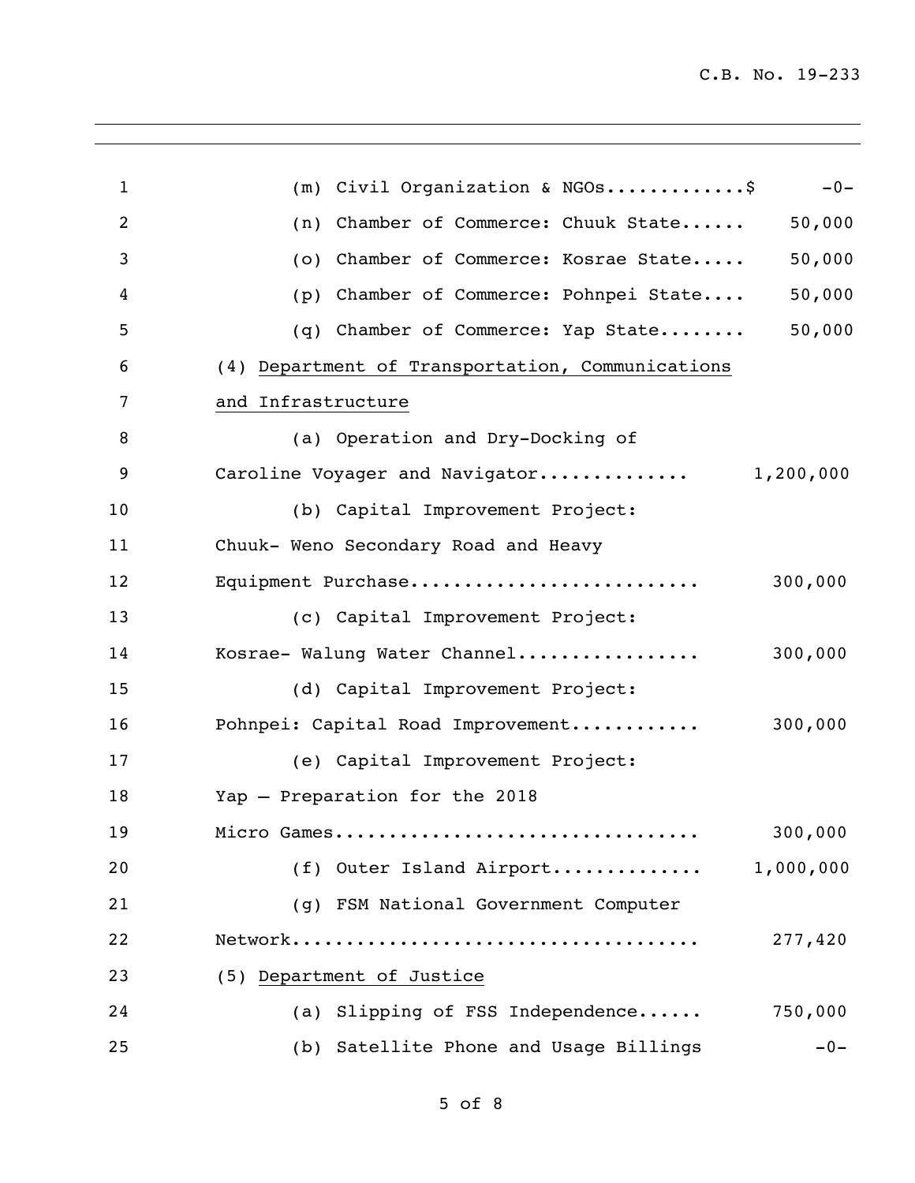(m) Civil Organization & NGOs............$ -0-

(n) Chamber of Commerce: Chuuk State...... 50,000

(o) Chamber of Commerce: Kosrae State..... 50,000

(p) Chamber of Commerce: Pohnpei State.... 50,000

(q) Chamber of Commerce: Yap State........ 50,000

(4) Department of Transportation, Communications and Infrastructure

(a) Operation and Dry-Docking of Caroline Voyager and Navigator.............. 1,200,000

(b) Capital Improvement Project: Chuuk- Weno Secondary Road and Heavy Equipment Purchase........................... 300,000

(c) Capital Improvement Project: Kosrae- Walung Water Channel................. 300,000

(d) Capital Improvement Project: Pohnpei: Capital Road Improvement............ 300,000

(e) Capital Improvement Project: Yap – Preparation for the 2018 Micro Games................................. 300,000

(f) Outer Island Airport.............. 1,000,000

(g) FSM National Government Computer Network..................................... 277,420

(5) Department of Justice

(a) Slipping of FSS Independence...... 750,000

(b) Satellite Phone and Usage Billings -0-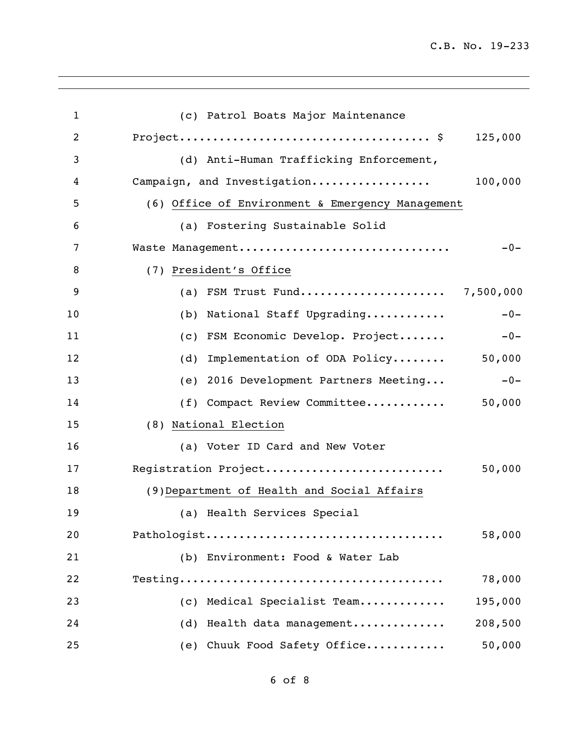(c) Patrol Boats Major Maintenance Project....................................... $ 125,000

(d) Anti-Human Trafficking Enforcement, Campaign, and Investigation.................. 100,000

(6) <u>Office of Environment & Emergency Management</u>

(a) Fostering Sustainable Solid Waste Management................................ -0-

(7) <u>President's Office</u>

(a) FSM Trust Fund...................... 7,500,000

(b) National Staff Upgrading............ -0-

(c) FSM Economic Develop. Project....... -0-

(d) Implementation of ODA Policy........ 50,000

(e) 2016 Development Partners Meeting... -0-

(f) Compact Review Committee............ 50,000

(8) <u>National Election</u>

(a) Voter ID Card and New Voter Registration Project........................... 50,000

(9) <u>Department of Health and Social Affairs</u>

(a) Health Services Special Pathologist.................................... 58,000

(b) Environment: Food & Water Lab Testing........................................ 78,000

(c) Medical Specialist Team............. 195,000

(d) Health data management.............. 208,500

(e) Chuuk Food Safety Office............ 50,000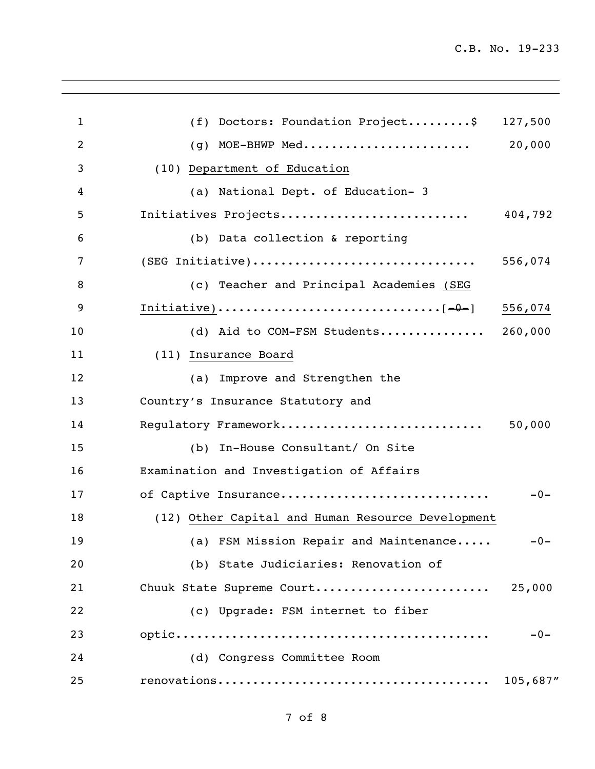(f) Doctors: Foundation Project.........$ 127,500

(g) MOE-BHWP Med........................ 20,000

(10) <u>Department of Education</u>

(a) National Dept. of Education- 3 Initiatives Projects........................... 404,792

(b) Data collection & reporting (SEG Initiative)............................... 556,074

(c) Teacher and Principal Academies <u>(SEG Initiative)</u>...............................[~~-0-~~] <u>556,074</u>

(d) Aid to COM-FSM Students............... 260,000

(11) <u>Insurance Board</u>

(a) Improve and Strengthen the Country's Insurance Statutory and Regulatory Framework............................ 50,000

(b) In-House Consultant/ On Site Examination and Investigation of Affairs of Captive Insurance............................. -0-

(12) <u>Other Capital and Human Resource Development</u>

(a) FSM Mission Repair and Maintenance..... -0-

(b) State Judiciaries: Renovation of Chuuk State Supreme Court........................ 25,000

(c) Upgrade: FSM internet to fiber optic............................................ -0-

(d) Congress Committee Room renovations...................................... 105,687"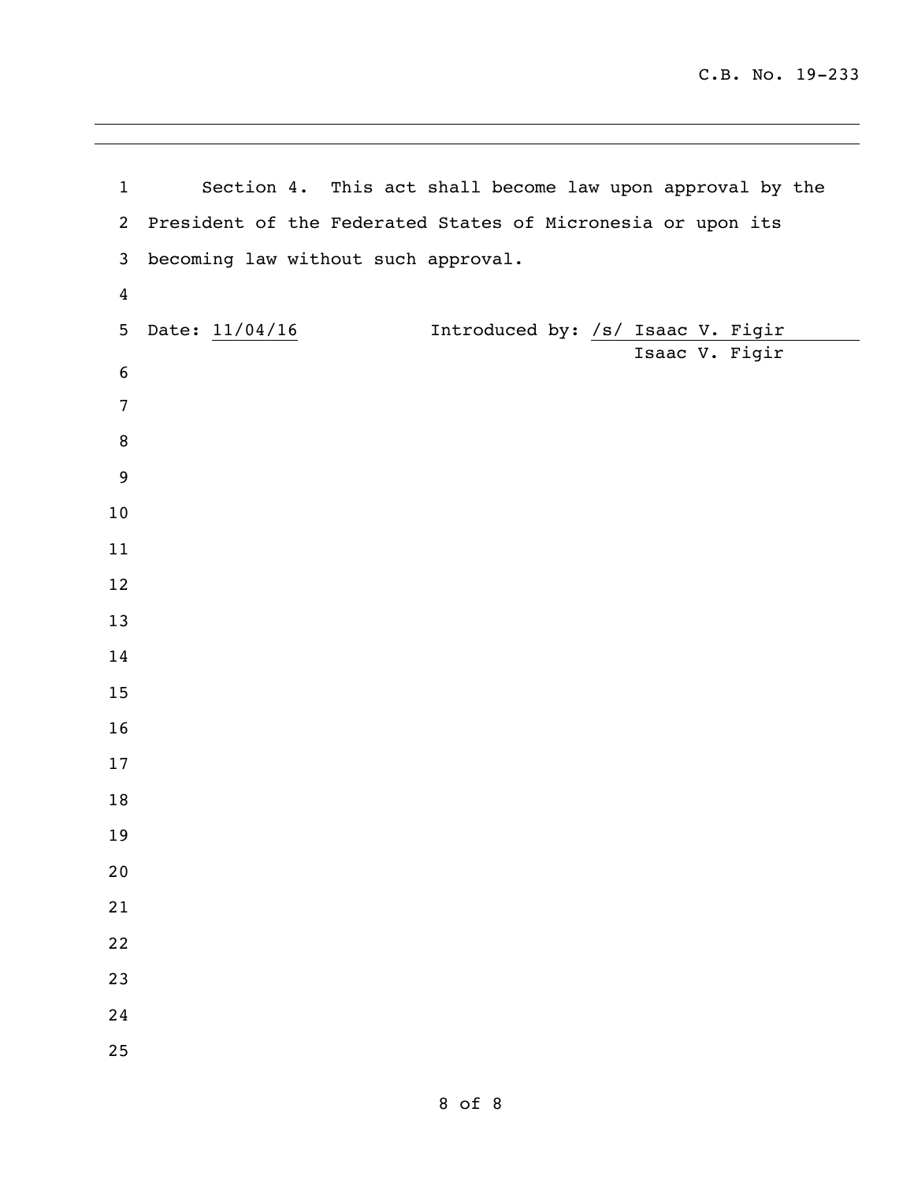Section 4. This act shall become law upon approval by the President of the Federated States of Micronesia or upon its becoming law without such approval.

Date: 11/04/16 Introduced by: /s/ Isaac V. Figir

Isaac V. Figir